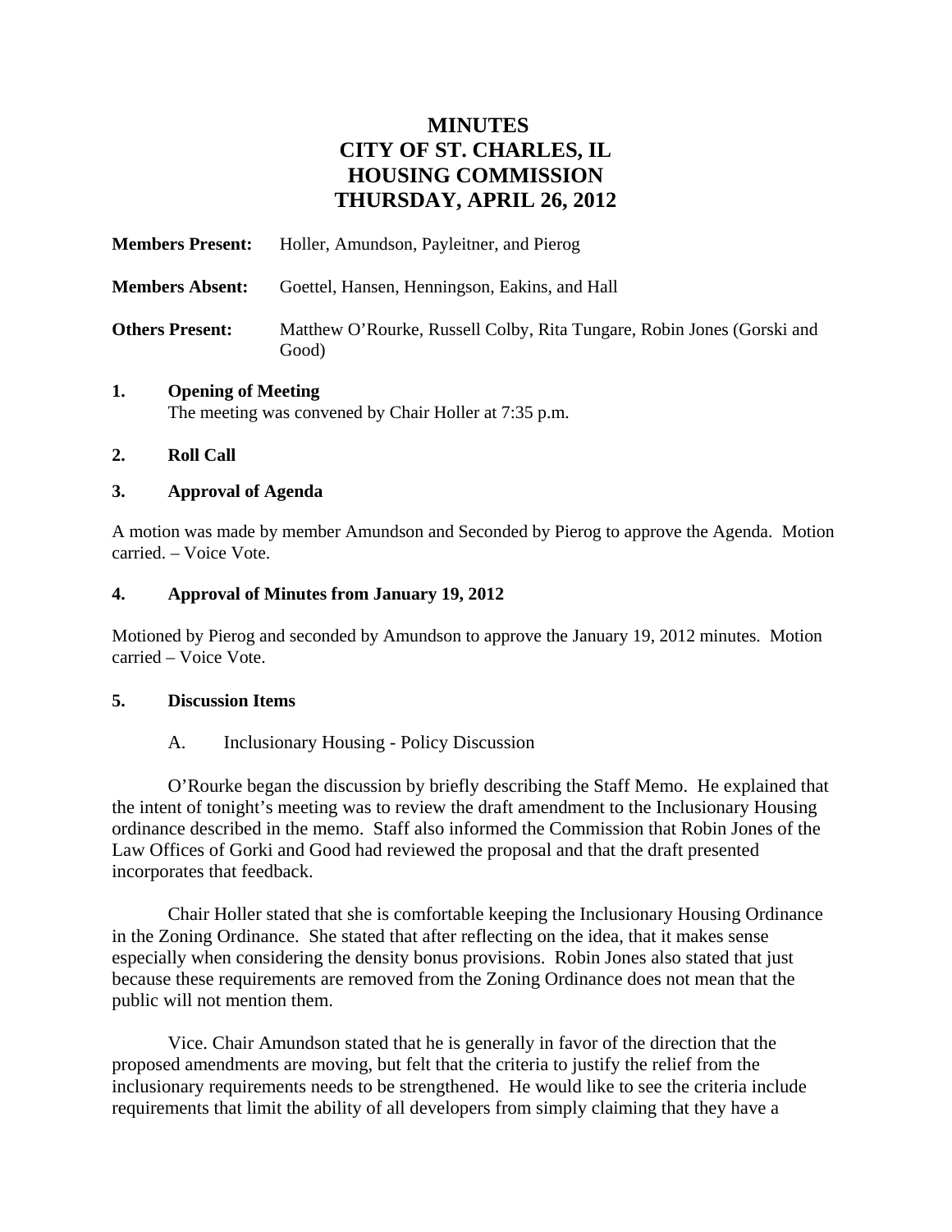# MINUTES
# CITY OF ST. CHARLES, IL
# HOUSING COMMISSION
# THURSDAY, APRIL 26, 2012

**Members Present:** Holler, Amundson, Payleitner, and Pierog

**Members Absent:** Goettel, Hansen, Henningson, Eakins, and Hall

**Others Present:** Matthew O'Rourke, Russell Colby, Rita Tungare, Robin Jones (Gorski and Good)

**1. Opening of Meeting**

The meeting was convened by Chair Holler at 7:35 p.m.

**2. Roll Call**

**3. Approval of Agenda**

A motion was made by member Amundson and Seconded by Pierog to approve the Agenda. Motion carried. – Voice Vote.

**4. Approval of Minutes from January 19, 2012**

Motioned by Pierog and seconded by Amundson to approve the January 19, 2012 minutes. Motion carried – Voice Vote.

**5. Discussion Items**

A. Inclusionary Housing - Policy Discussion

O'Rourke began the discussion by briefly describing the Staff Memo. He explained that the intent of tonight's meeting was to review the draft amendment to the Inclusionary Housing ordinance described in the memo. Staff also informed the Commission that Robin Jones of the Law Offices of Gorki and Good had reviewed the proposal and that the draft presented incorporates that feedback.

Chair Holler stated that she is comfortable keeping the Inclusionary Housing Ordinance in the Zoning Ordinance. She stated that after reflecting on the idea, that it makes sense especially when considering the density bonus provisions. Robin Jones also stated that just because these requirements are removed from the Zoning Ordinance does not mean that the public will not mention them.

Vice. Chair Amundson stated that he is generally in favor of the direction that the proposed amendments are moving, but felt that the criteria to justify the relief from the inclusionary requirements needs to be strengthened. He would like to see the criteria include requirements that limit the ability of all developers from simply claiming that they have a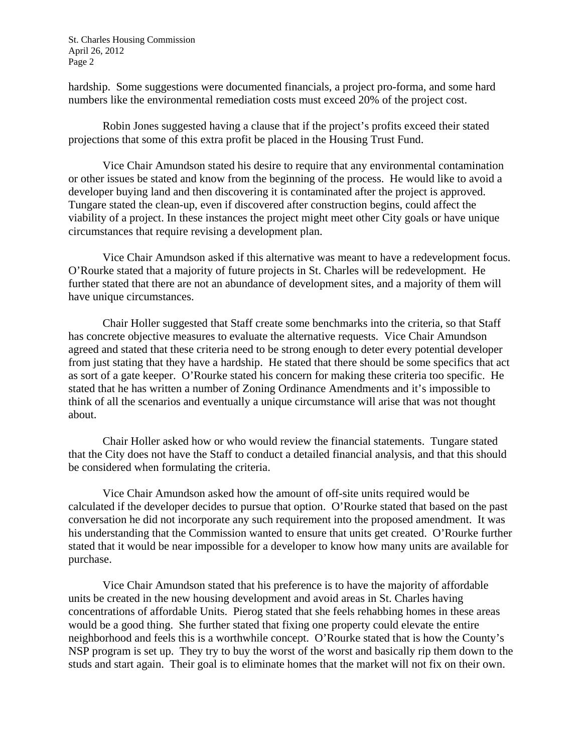hardship. Some suggestions were documented financials, a project pro-forma, and some hard numbers like the environmental remediation costs must exceed 20% of the project cost.

Robin Jones suggested having a clause that if the project's profits exceed their stated projections that some of this extra profit be placed in the Housing Trust Fund.

Vice Chair Amundson stated his desire to require that any environmental contamination or other issues be stated and know from the beginning of the process. He would like to avoid a developer buying land and then discovering it is contaminated after the project is approved. Tungare stated the clean-up, even if discovered after construction begins, could affect the viability of a project. In these instances the project might meet other City goals or have unique circumstances that require revising a development plan.

Vice Chair Amundson asked if this alternative was meant to have a redevelopment focus. O'Rourke stated that a majority of future projects in St. Charles will be redevelopment. He further stated that there are not an abundance of development sites, and a majority of them will have unique circumstances.

Chair Holler suggested that Staff create some benchmarks into the criteria, so that Staff has concrete objective measures to evaluate the alternative requests. Vice Chair Amundson agreed and stated that these criteria need to be strong enough to deter every potential developer from just stating that they have a hardship. He stated that there should be some specifics that act as sort of a gate keeper. O'Rourke stated his concern for making these criteria too specific. He stated that he has written a number of Zoning Ordinance Amendments and it's impossible to think of all the scenarios and eventually a unique circumstance will arise that was not thought about.

Chair Holler asked how or who would review the financial statements. Tungare stated that the City does not have the Staff to conduct a detailed financial analysis, and that this should be considered when formulating the criteria.

Vice Chair Amundson asked how the amount of off-site units required would be calculated if the developer decides to pursue that option. O'Rourke stated that based on the past conversation he did not incorporate any such requirement into the proposed amendment. It was his understanding that the Commission wanted to ensure that units get created. O'Rourke further stated that it would be near impossible for a developer to know how many units are available for purchase.

Vice Chair Amundson stated that his preference is to have the majority of affordable units be created in the new housing development and avoid areas in St. Charles having concentrations of affordable Units. Pierog stated that she feels rehabbing homes in these areas would be a good thing. She further stated that fixing one property could elevate the entire neighborhood and feels this is a worthwhile concept. O'Rourke stated that is how the County's NSP program is set up. They try to buy the worst of the worst and basically rip them down to the studs and start again. Their goal is to eliminate homes that the market will not fix on their own.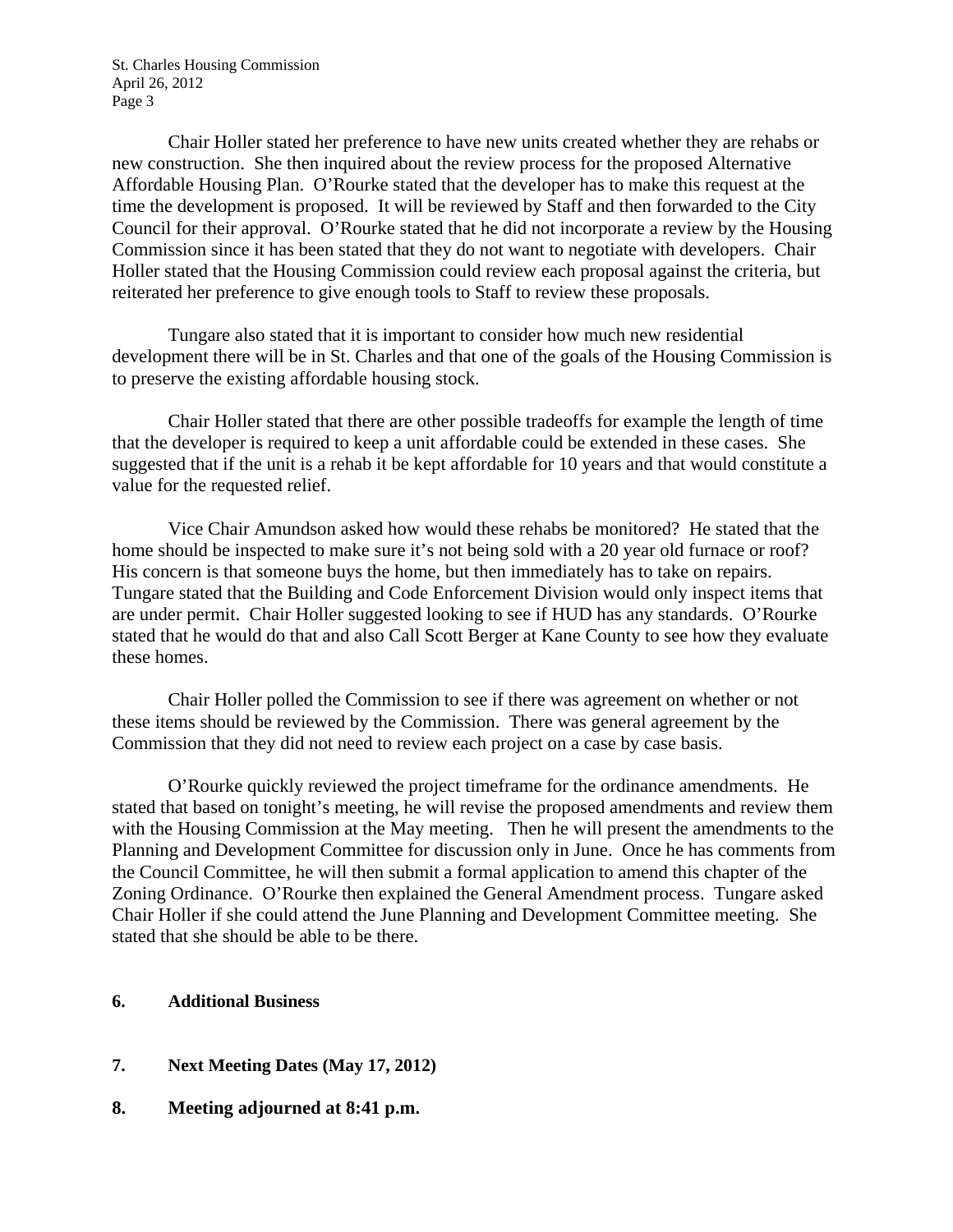Chair Holler stated her preference to have new units created whether they are rehabs or new construction. She then inquired about the review process for the proposed Alternative Affordable Housing Plan. O'Rourke stated that the developer has to make this request at the time the development is proposed. It will be reviewed by Staff and then forwarded to the City Council for their approval. O'Rourke stated that he did not incorporate a review by the Housing Commission since it has been stated that they do not want to negotiate with developers. Chair Holler stated that the Housing Commission could review each proposal against the criteria, but reiterated her preference to give enough tools to Staff to review these proposals.

Tungare also stated that it is important to consider how much new residential development there will be in St. Charles and that one of the goals of the Housing Commission is to preserve the existing affordable housing stock.

Chair Holler stated that there are other possible tradeoffs for example the length of time that the developer is required to keep a unit affordable could be extended in these cases. She suggested that if the unit is a rehab it be kept affordable for 10 years and that would constitute a value for the requested relief.

Vice Chair Amundson asked how would these rehabs be monitored? He stated that the home should be inspected to make sure it's not being sold with a 20 year old furnace or roof? His concern is that someone buys the home, but then immediately has to take on repairs. Tungare stated that the Building and Code Enforcement Division would only inspect items that are under permit. Chair Holler suggested looking to see if HUD has any standards. O'Rourke stated that he would do that and also Call Scott Berger at Kane County to see how they evaluate these homes.

Chair Holler polled the Commission to see if there was agreement on whether or not these items should be reviewed by the Commission. There was general agreement by the Commission that they did not need to review each project on a case by case basis.

O'Rourke quickly reviewed the project timeframe for the ordinance amendments. He stated that based on tonight's meeting, he will revise the proposed amendments and review them with the Housing Commission at the May meeting. Then he will present the amendments to the Planning and Development Committee for discussion only in June. Once he has comments from the Council Committee, he will then submit a formal application to amend this chapter of the Zoning Ordinance. O'Rourke then explained the General Amendment process. Tungare asked Chair Holler if she could attend the June Planning and Development Committee meeting. She stated that she should be able to be there.

**6. Additional Business**

**7. Next Meeting Dates (May 17, 2012)**

**8. Meeting adjourned at 8:41 p.m.**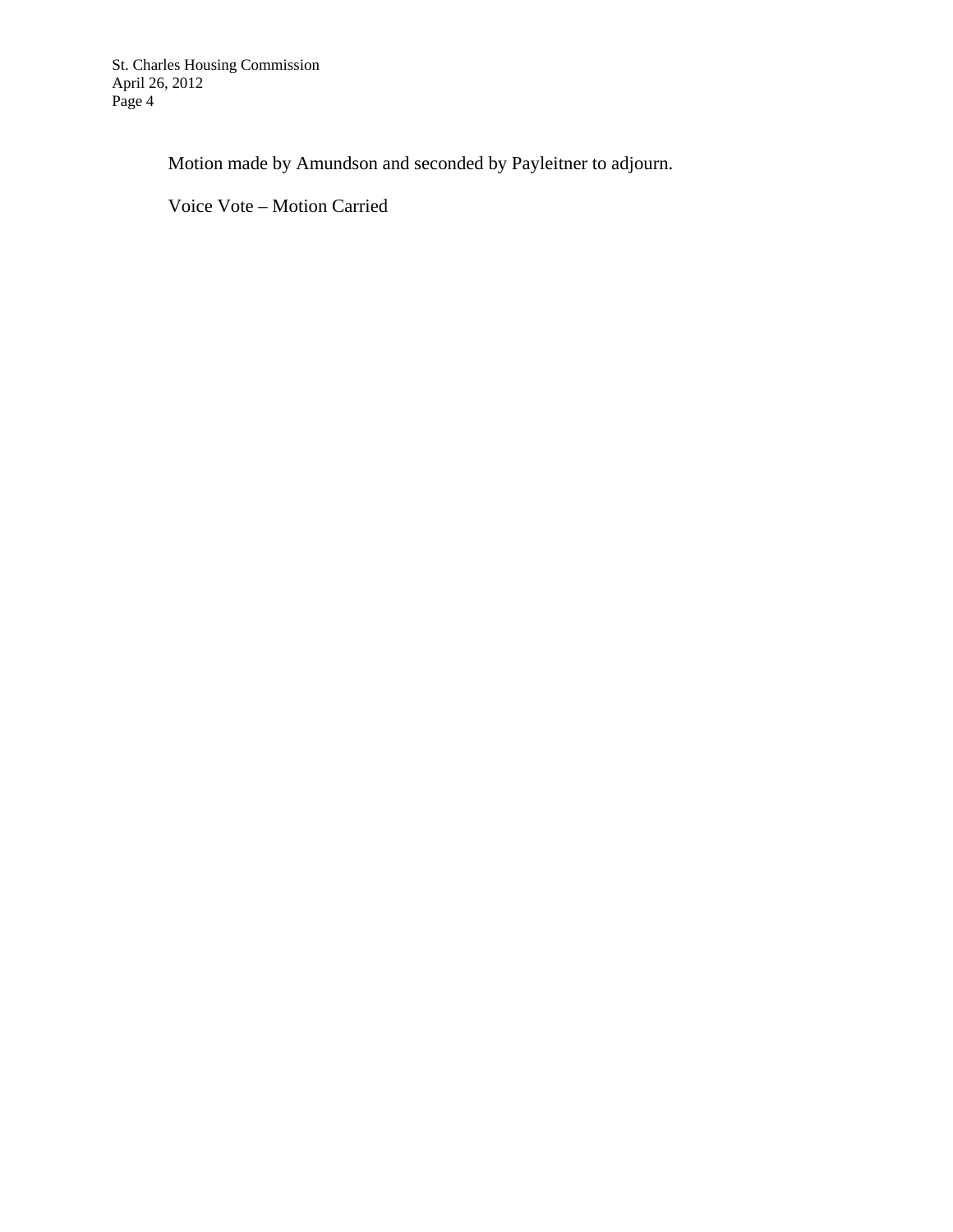Motion made by Amundson and seconded by Payleitner to adjourn.

Voice Vote – Motion Carried